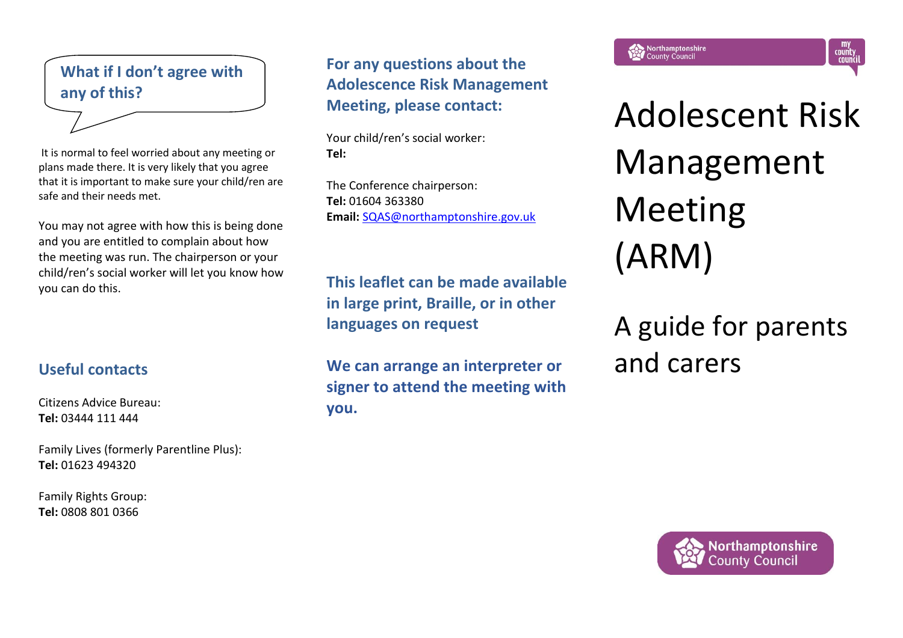## What if I don't agree with any of this?

It is normal to feel worried about any meeting or plans made there. It is very likely that you agree that it is important to make sure your child/ren are safe and their needs met.

You may not agree with how this is being done and you are entitled to complain about how the meeting was run. The chairperson or your child/ren's social worker will let you know how you can do this.

## Useful contacts

Citizens Advice Bureau:
**Tel:** 03444 111 444

Family Lives (formerly Parentline Plus):
**Tel:** 01623 494320

Family Rights Group:
**Tel:** 0808 801 0366

## For any questions about the Adolescence Risk Management Meeting, please contact:

Your child/ren's social worker:
**Tel:**

The Conference chairperson:
**Tel:** 01604 363380
**Email:** SQAS@northamptonshire.gov.uk

**This leaflet can be made available in large print, Braille, or in other languages on request**

**We can arrange an interpreter or signer to attend the meeting with you.**

Northamptonshire County Council

my county council

# Adolescent Risk Management Meeting (ARM)

## A guide for parents and carers

Northamptonshire County Council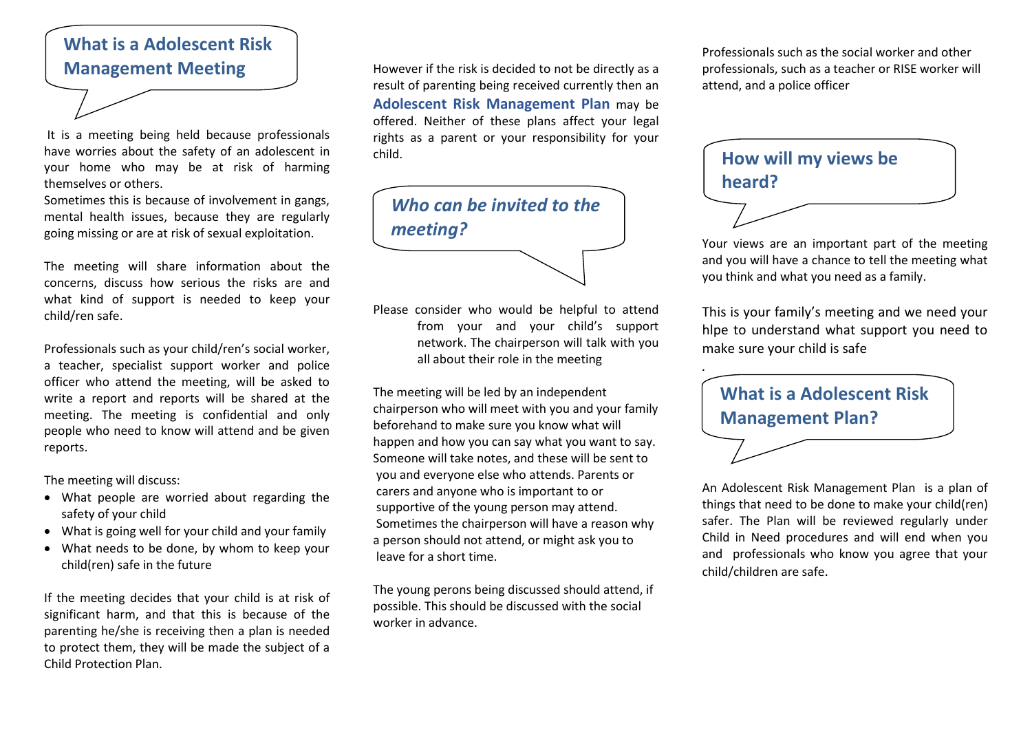## What is a Adolescent Risk Management Meeting

It is a meeting being held because professionals have worries about the safety of an adolescent in your home who may be at risk of harming themselves or others.

Sometimes this is because of involvement in gangs, mental health issues, because they are regularly going missing or are at risk of sexual exploitation.

The meeting will share information about the concerns, discuss how serious the risks are and what kind of support is needed to keep your child/ren safe.

Professionals such as your child/ren's social worker, a teacher, specialist support worker and police officer who attend the meeting, will be asked to write a report and reports will be shared at the meeting. The meeting is confidential and only people who need to know will attend and be given reports.

The meeting will discuss:

- What people are worried about regarding the safety of your child
- What is going well for your child and your family
- What needs to be done, by whom to keep your child(ren) safe in the future

If the meeting decides that your child is at risk of significant harm, and that this is because of the parenting he/she is receiving then a plan is needed to protect them, they will be made the subject of a Child Protection Plan.

However if the risk is decided to not be directly as a result of parenting being received currently then an **Adolescent Risk Management Plan** may be offered. Neither of these plans affect your legal rights as a parent or your responsibility for your child.

## *Who can be invited to the meeting?*

Please consider who would be helpful to attend from your and your child's support network. The chairperson will talk with you all about their role in the meeting

The meeting will be led by an independent chairperson who will meet with you and your family beforehand to make sure you know what will happen and how you can say what you want to say. Someone will take notes, and these will be sent to you and everyone else who attends. Parents or carers and anyone who is important to or supportive of the young person may attend. Sometimes the chairperson will have a reason why a person should not attend, or might ask you to leave for a short time.

The young perons being discussed should attend, if possible. This should be discussed with the social worker in advance.

Professionals such as the social worker and other professionals, such as a teacher or RISE worker will attend, and a police officer

## How will my views be heard?

Your views are an important part of the meeting and you will have a chance to tell the meeting what you think and what you need as a family.

This is your family's meeting and we need your hlpe to understand what support you need to make sure your child is safe

.

## What is a Adolescent Risk Management Plan?

An Adolescent Risk Management Plan is a plan of things that need to be done to make your child(ren) safer. The Plan will be reviewed regularly under Child in Need procedures and will end when you and professionals who know you agree that your child/children are safe.